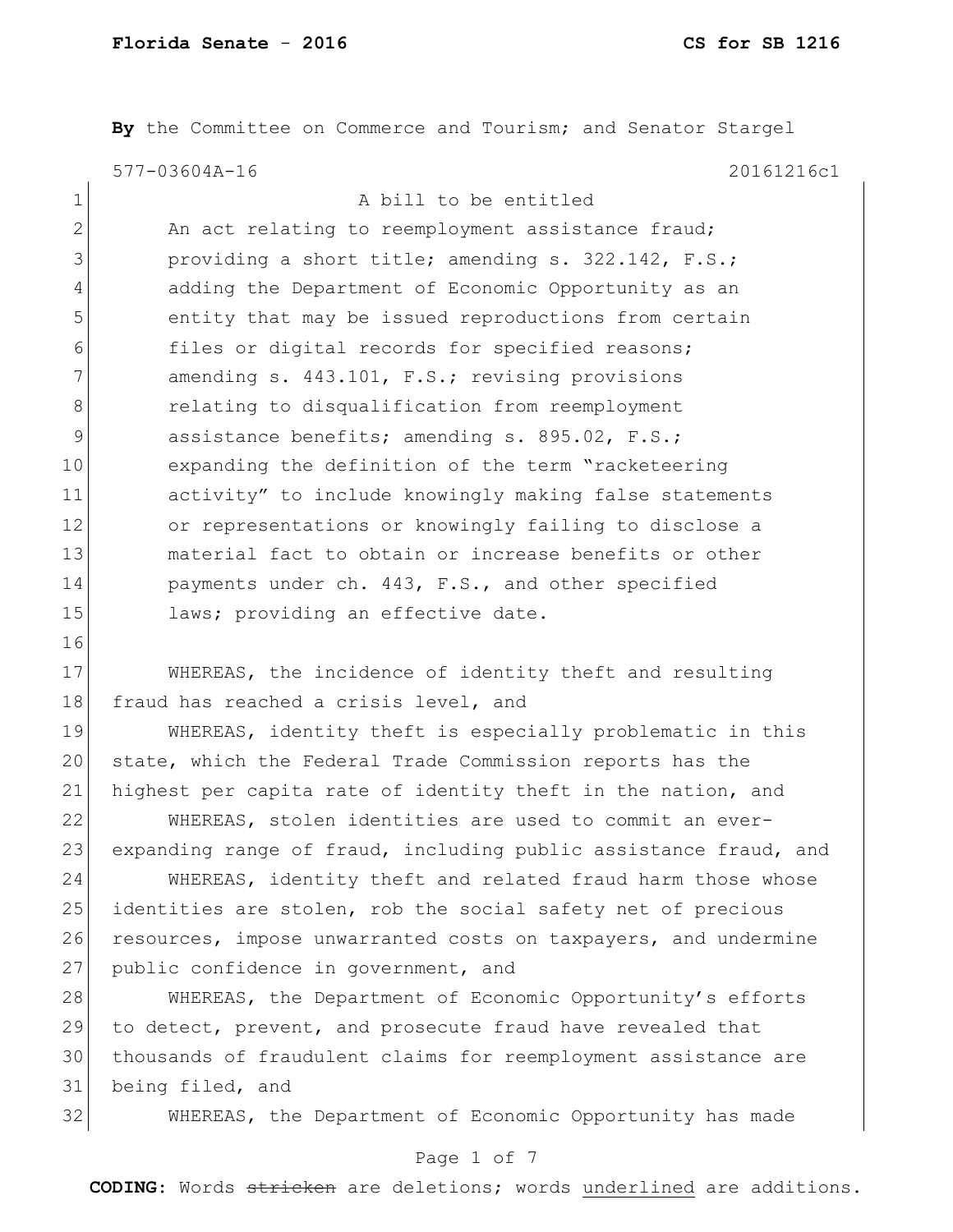**By** the Committee on Commerce and Tourism; and Senator Stargel

577-03604A-16 20161216c1

A bill to be entitled

An act relating to reemployment assistance fraud; providing a short title; amending s. 322.142, F.S.; adding the Department of Economic Opportunity as an entity that may be issued reproductions from certain files or digital records for specified reasons; amending s. 443.101, F.S.; revising provisions relating to disqualification from reemployment assistance benefits; amending s. 895.02, F.S.; expanding the definition of the term "racketeering activity" to include knowingly making false statements or representations or knowingly failing to disclose a material fact to obtain or increase benefits or other payments under ch. 443, F.S., and other specified laws; providing an effective date.

WHEREAS, the incidence of identity theft and resulting fraud has reached a crisis level, and

WHEREAS, identity theft is especially problematic in this state, which the Federal Trade Commission reports has the highest per capita rate of identity theft in the nation, and

WHEREAS, stolen identities are used to commit an ever-expanding range of fraud, including public assistance fraud, and

WHEREAS, identity theft and related fraud harm those whose identities are stolen, rob the social safety net of precious resources, impose unwarranted costs on taxpayers, and undermine public confidence in government, and

WHEREAS, the Department of Economic Opportunity's efforts to detect, prevent, and prosecute fraud have revealed that thousands of fraudulent claims for reemployment assistance are being filed, and

WHEREAS, the Department of Economic Opportunity has made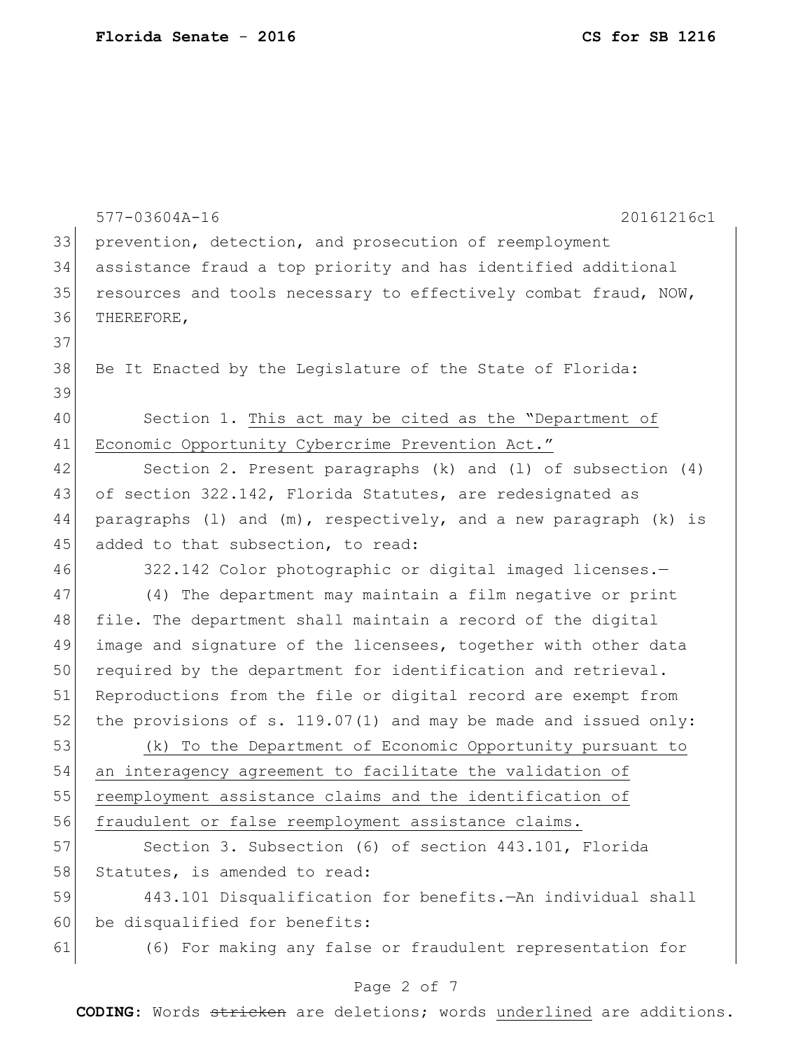prevention, detection, and prosecution of reemployment assistance fraud a top priority and has identified additional resources and tools necessary to effectively combat fraud, NOW, THEREFORE,

Be It Enacted by the Legislature of the State of Florida:

Section 1. <u>This act may be cited as the "Department of Economic Opportunity Cybercrime Prevention Act."</u>

Section 2. Present paragraphs (k) and (l) of subsection (4) of section 322.142, Florida Statutes, are redesignated as paragraphs (l) and (m), respectively, and a new paragraph (k) is added to that subsection, to read:

322.142 Color photographic or digital imaged licenses.—

(4) The department may maintain a film negative or print file. The department shall maintain a record of the digital image and signature of the licensees, together with other data required by the department for identification and retrieval. Reproductions from the file or digital record are exempt from the provisions of s. 119.07(1) and may be made and issued only:

<u>(k) To the Department of Economic Opportunity pursuant to an interagency agreement to facilitate the validation of reemployment assistance claims and the identification of fraudulent or false reemployment assistance claims.</u>

Section 3. Subsection (6) of section 443.101, Florida Statutes, is amended to read:

443.101 Disqualification for benefits.—An individual shall be disqualified for benefits:

(6) For making any false or fraudulent representation for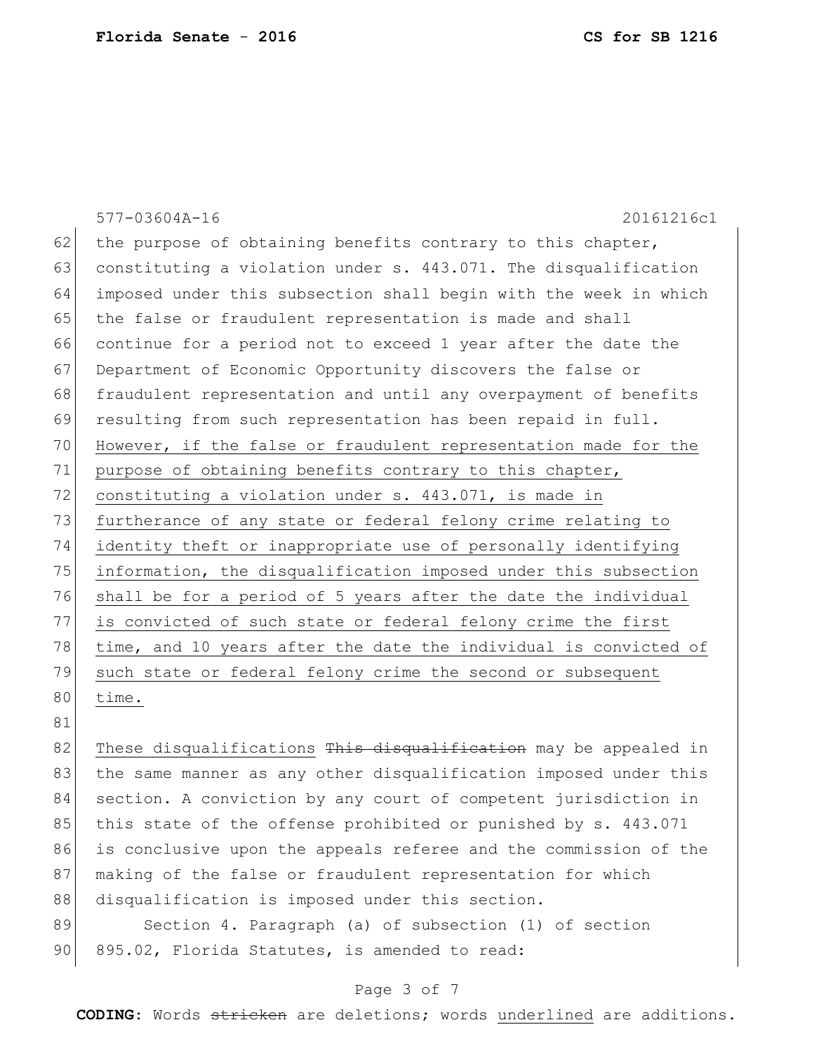the purpose of obtaining benefits contrary to this chapter, constituting a violation under s. 443.071. The disqualification imposed under this subsection shall begin with the week in which the false or fraudulent representation is made and shall continue for a period not to exceed 1 year after the date the Department of Economic Opportunity discovers the false or fraudulent representation and until any overpayment of benefits resulting from such representation has been repaid in full. <u>However, if the false or fraudulent representation made for the purpose of obtaining benefits contrary to this chapter, constituting a violation under s. 443.071, is made in furtherance of any state or federal felony crime relating to identity theft or inappropriate use of personally identifying information, the disqualification imposed under this subsection shall be for a period of 5 years after the date the individual is convicted of such state or federal felony crime the first time, and 10 years after the date the individual is convicted of such state or federal felony crime the second or subsequent time.</u>

<u>These disqualifications</u> ~~This disqualification~~ may be appealed in the same manner as any other disqualification imposed under this section. A conviction by any court of competent jurisdiction in this state of the offense prohibited or punished by s. 443.071 is conclusive upon the appeals referee and the commission of the making of the false or fraudulent representation for which disqualification is imposed under this section.

Section 4. Paragraph (a) of subsection (1) of section 895.02, Florida Statutes, is amended to read: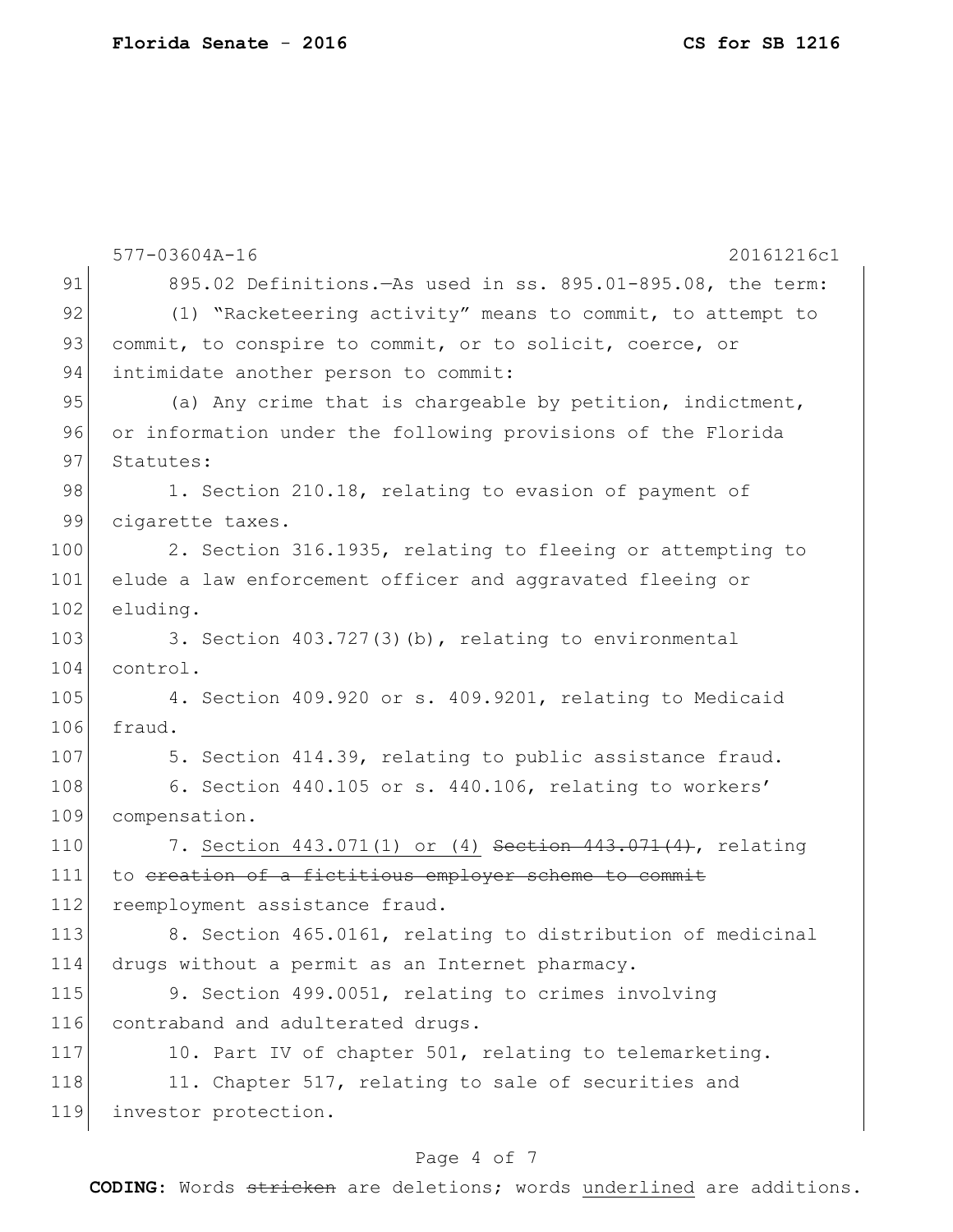577-03604A-16 20161216c1

895.02 Definitions.—As used in ss. 895.01-895.08, the term:

(1) "Racketeering activity" means to commit, to attempt to commit, to conspire to commit, or to solicit, coerce, or intimidate another person to commit:

(a) Any crime that is chargeable by petition, indictment, or information under the following provisions of the Florida Statutes:

1. Section 210.18, relating to evasion of payment of cigarette taxes.

2. Section 316.1935, relating to fleeing or attempting to elude a law enforcement officer and aggravated fleeing or eluding.

3. Section 403.727(3)(b), relating to environmental control.

4. Section 409.920 or s. 409.9201, relating to Medicaid fraud.

5. Section 414.39, relating to public assistance fraud.

6. Section 440.105 or s. 440.106, relating to workers' compensation.

7. <u>Section 443.071(1) or (4)</u> ~~Section 443.071(4)~~, relating to ~~creation of a fictitious employer scheme to commit~~ reemployment assistance fraud.

8. Section 465.0161, relating to distribution of medicinal drugs without a permit as an Internet pharmacy.

9. Section 499.0051, relating to crimes involving contraband and adulterated drugs.

10. Part IV of chapter 501, relating to telemarketing.

11. Chapter 517, relating to sale of securities and investor protection.

**CODING:** Words ~~stricken~~ are deletions; words <u>underlined</u> are additions.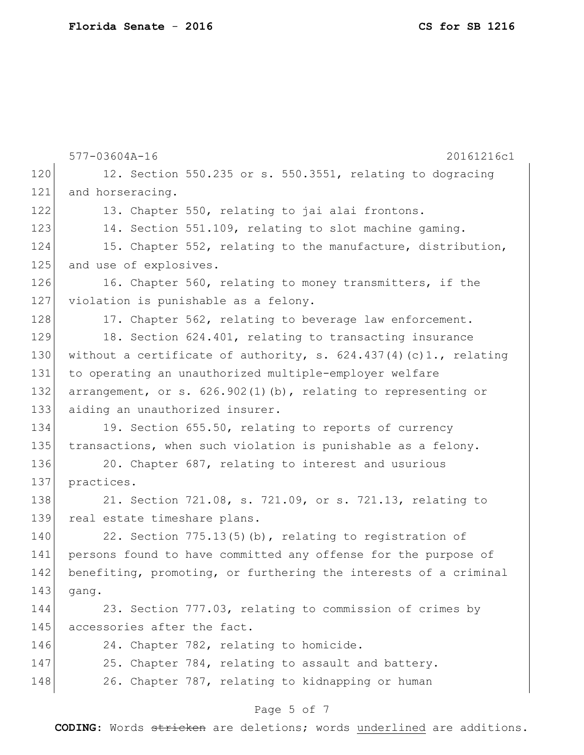12. Section 550.235 or s. 550.3551, relating to dogracing and horseracing.

13. Chapter 550, relating to jai alai frontons.

14. Section 551.109, relating to slot machine gaming.

15. Chapter 552, relating to the manufacture, distribution, and use of explosives.

16. Chapter 560, relating to money transmitters, if the violation is punishable as a felony.

17. Chapter 562, relating to beverage law enforcement.

18. Section 624.401, relating to transacting insurance without a certificate of authority, s. 624.437(4)(c)1., relating to operating an unauthorized multiple-employer welfare arrangement, or s. 626.902(1)(b), relating to representing or aiding an unauthorized insurer.

19. Section 655.50, relating to reports of currency transactions, when such violation is punishable as a felony.

20. Chapter 687, relating to interest and usurious practices.

21. Section 721.08, s. 721.09, or s. 721.13, relating to real estate timeshare plans.

22. Section 775.13(5)(b), relating to registration of persons found to have committed any offense for the purpose of benefiting, promoting, or furthering the interests of a criminal gang.

23. Section 777.03, relating to commission of crimes by accessories after the fact.

24. Chapter 782, relating to homicide.

25. Chapter 784, relating to assault and battery.

26. Chapter 787, relating to kidnapping or human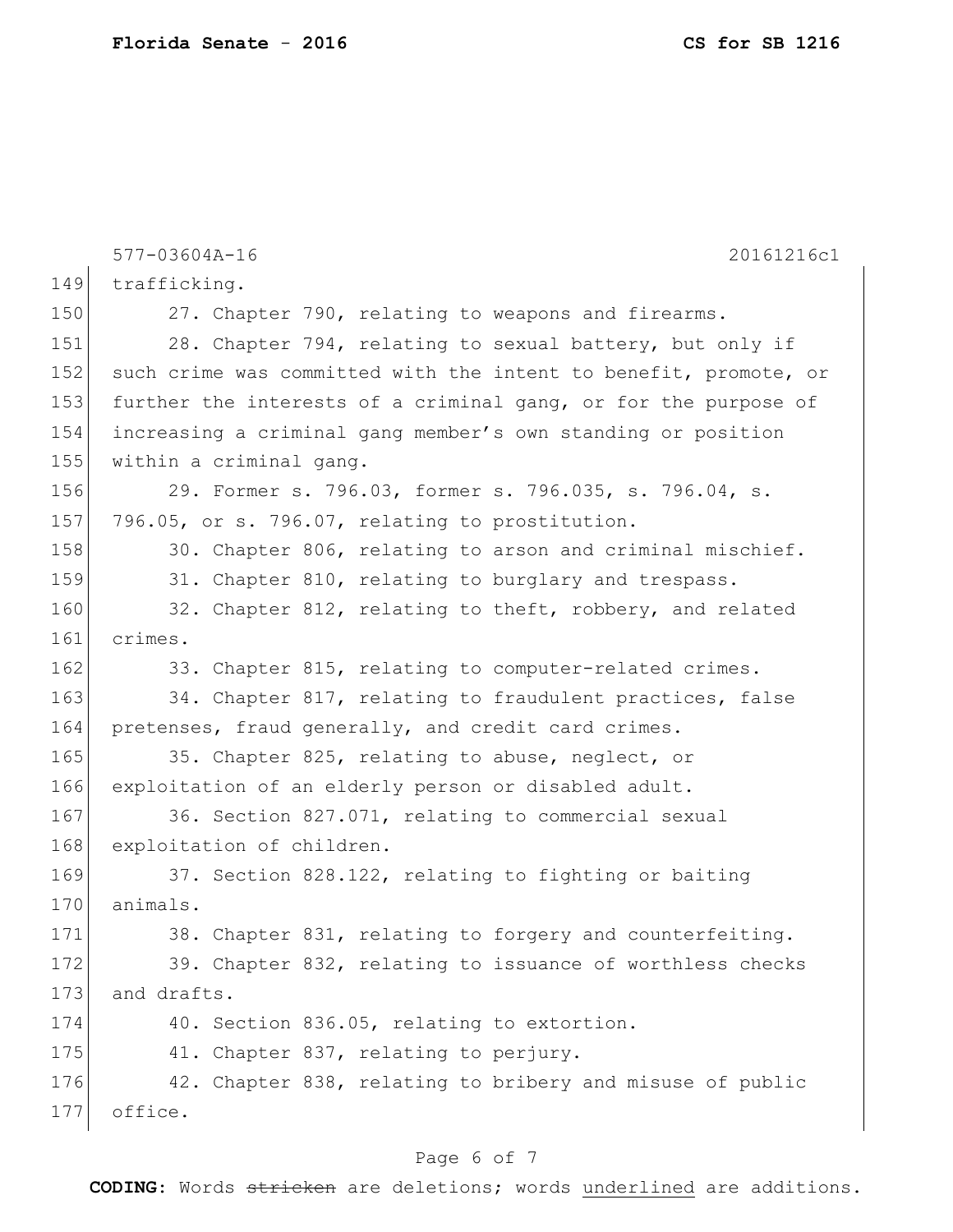trafficking.

27. Chapter 790, relating to weapons and firearms.

28. Chapter 794, relating to sexual battery, but only if such crime was committed with the intent to benefit, promote, or further the interests of a criminal gang, or for the purpose of increasing a criminal gang member's own standing or position within a criminal gang.

29. Former s. 796.03, former s. 796.035, s. 796.04, s. 796.05, or s. 796.07, relating to prostitution.

30. Chapter 806, relating to arson and criminal mischief.

31. Chapter 810, relating to burglary and trespass.

32. Chapter 812, relating to theft, robbery, and related crimes.

33. Chapter 815, relating to computer-related crimes.

34. Chapter 817, relating to fraudulent practices, false pretenses, fraud generally, and credit card crimes.

35. Chapter 825, relating to abuse, neglect, or exploitation of an elderly person or disabled adult.

36. Section 827.071, relating to commercial sexual exploitation of children.

37. Section 828.122, relating to fighting or baiting animals.

38. Chapter 831, relating to forgery and counterfeiting.

39. Chapter 832, relating to issuance of worthless checks and drafts.

40. Section 836.05, relating to extortion.

41. Chapter 837, relating to perjury.

42. Chapter 838, relating to bribery and misuse of public office.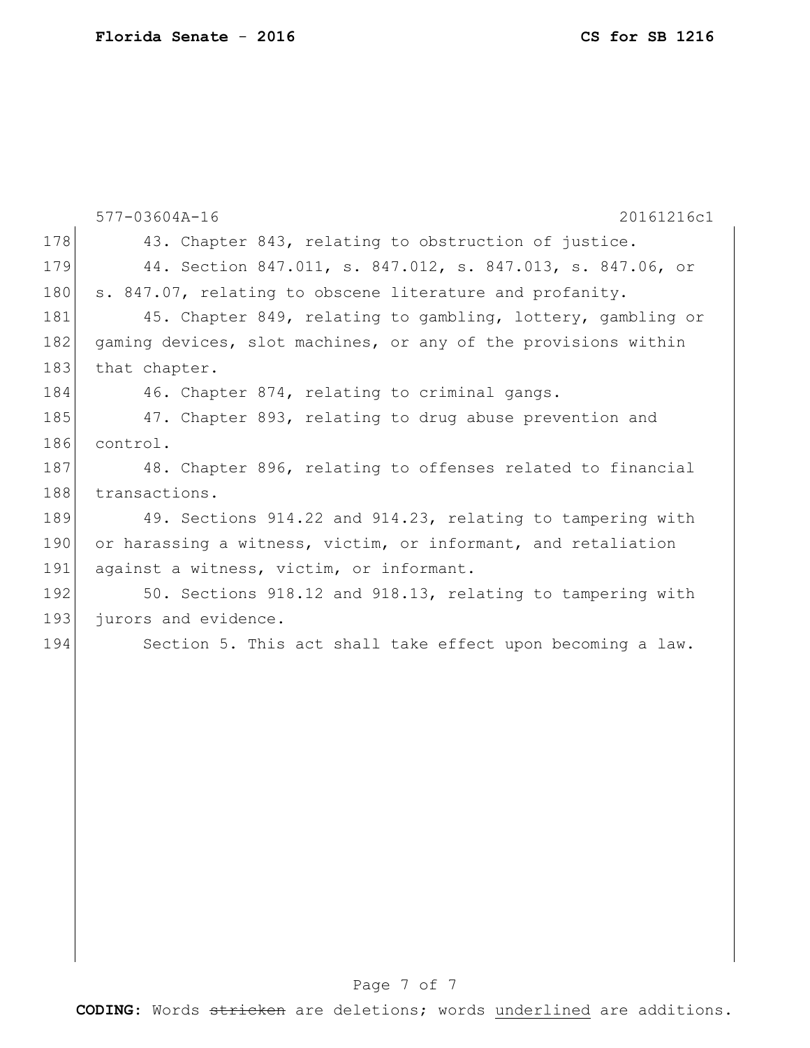43. Chapter 843, relating to obstruction of justice.

44. Section 847.011, s. 847.012, s. 847.013, s. 847.06, or s. 847.07, relating to obscene literature and profanity.

45. Chapter 849, relating to gambling, lottery, gambling or gaming devices, slot machines, or any of the provisions within that chapter.

46. Chapter 874, relating to criminal gangs.

47. Chapter 893, relating to drug abuse prevention and control.

48. Chapter 896, relating to offenses related to financial transactions.

49. Sections 914.22 and 914.23, relating to tampering with or harassing a witness, victim, or informant, and retaliation against a witness, victim, or informant.

50. Sections 918.12 and 918.13, relating to tampering with jurors and evidence.

Section 5. This act shall take effect upon becoming a law.